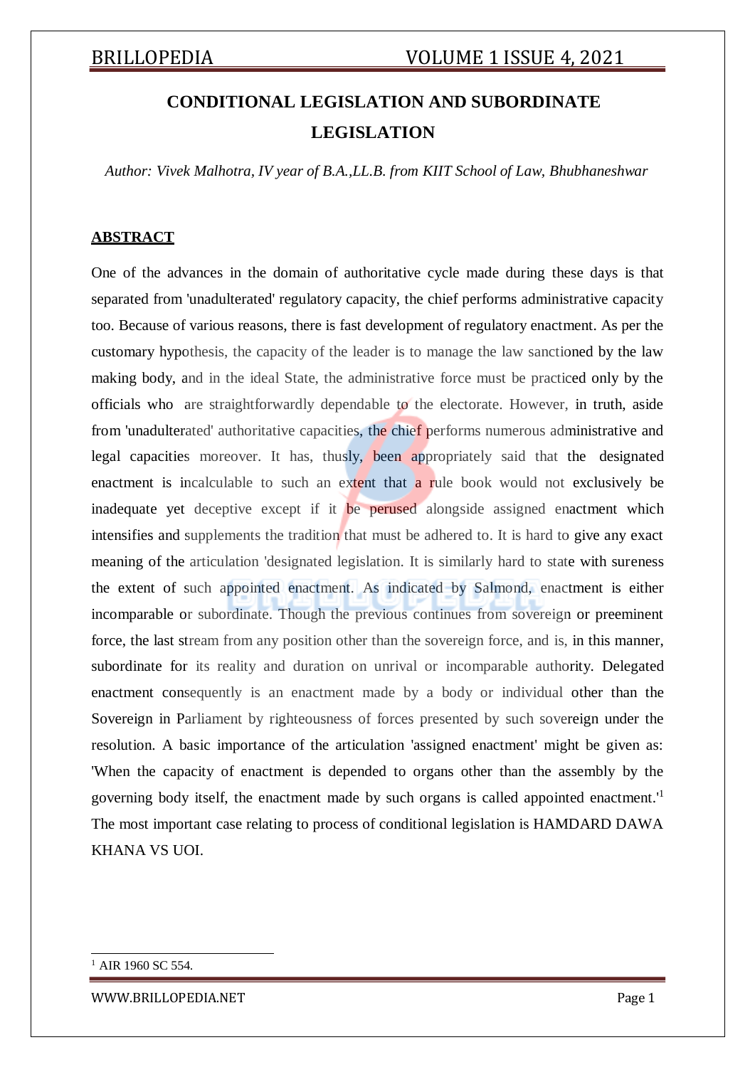# CONDITIONAL LEGISLATION AND SUBORDINATE LEGISLATION

*Author: Vivek Malhotra, IV year of B.A.,LL.B. from KIIT School of Law, Bhubhaneshwar*

## ABSTRACT

One of the advances in the domain of authoritative cycle made during these days is that separated from 'unadulterated' regulatory capacity, the chief performs administrative capacity too. Because of various reasons, there is fast development of regulatory enactment. As per the customary hypothesis, the capacity of the leader is to manage the law sanctioned by the law making body, and in the ideal State, the administrative force must be practiced only by the officials who are straightforwardly dependable to the electorate. However, in truth, aside from 'unadulterated' authoritative capacities, the chief performs numerous administrative and legal capacities moreover. It has, thusly, been appropriately said that the designated enactment is incalculable to such an extent that a rule book would not exclusively be inadequate yet deceptive except if it be perused alongside assigned enactment which intensifies and supplements the tradition that must be adhered to. It is hard to give any exact meaning of the articulation 'designated legislation. It is similarly hard to state with sureness the extent of such appointed enactment. As indicated by Salmond, enactment is either incomparable or subordinate. Though the previous continues from sovereign or preeminent force, the last stream from any position other than the sovereign force, and is, in this manner, subordinate for its reality and duration on unrival or incomparable authority. Delegated enactment consequently is an enactment made by a body or individual other than the Sovereign in Parliament by righteousness of forces presented by such sovereign under the resolution. A basic importance of the articulation 'assigned enactment' might be given as: 'When the capacity of enactment is depended to organs other than the assembly by the governing body itself, the enactment made by such organs is called appointed enactment.'[1] The most important case relating to process of conditional legislation is HAMDARD DAWA KHANA VS UOI.

---

[1] AIR 1960 SC 554.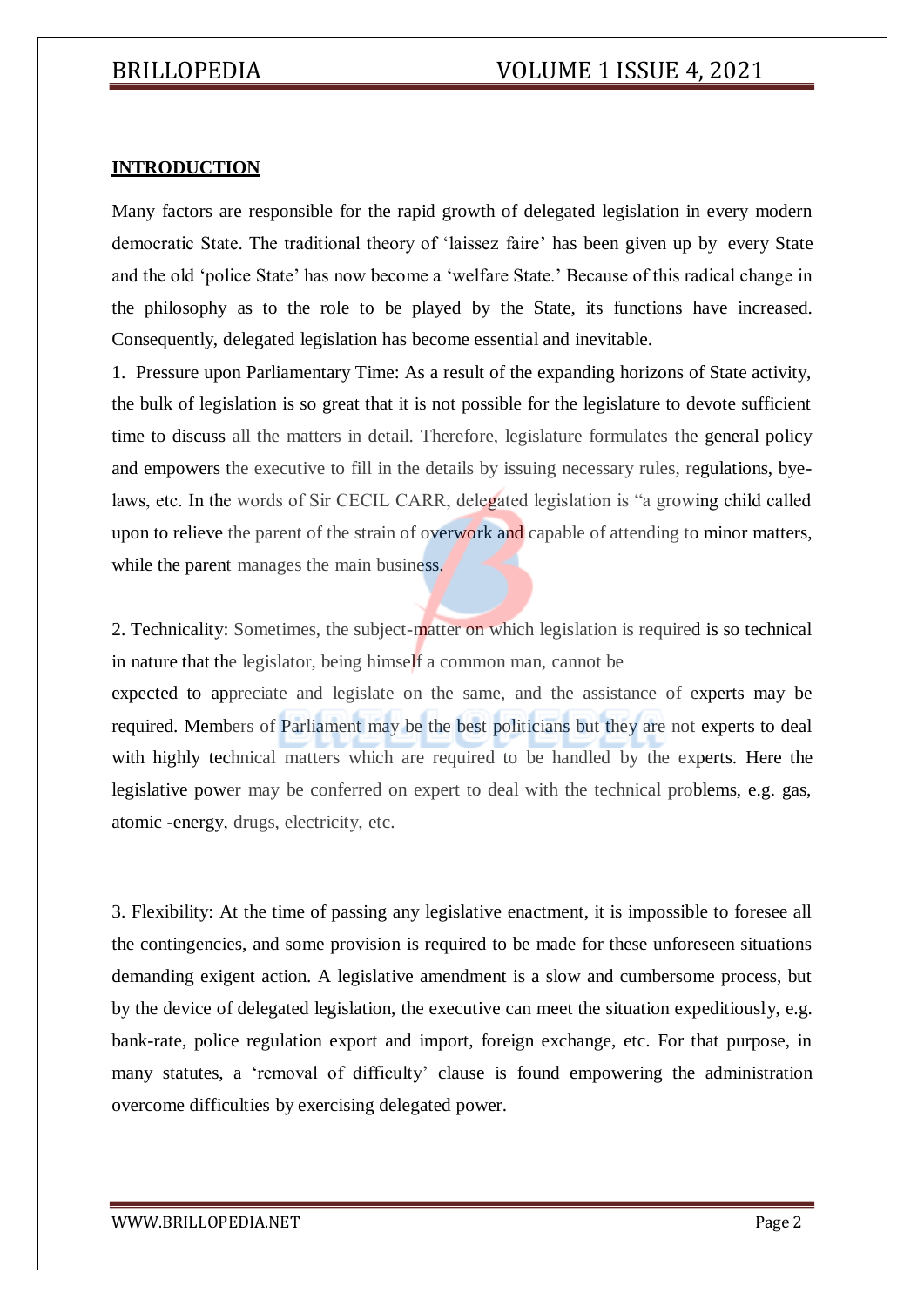## INTRODUCTION

Many factors are responsible for the rapid growth of delegated legislation in every modern democratic State. The traditional theory of 'laissez faire' has been given up by every State and the old 'police State' has now become a 'welfare State.' Because of this radical change in the philosophy as to the role to be played by the State, its functions have increased. Consequently, delegated legislation has become essential and inevitable.

1. Pressure upon Parliamentary Time: As a result of the expanding horizons of State activity, the bulk of legislation is so great that it is not possible for the legislature to devote sufficient time to discuss all the matters in detail. Therefore, legislature formulates the general policy and empowers the executive to fill in the details by issuing necessary rules, regulations, bye-laws, etc. In the words of Sir CECIL CARR, delegated legislation is "a growing child called upon to relieve the parent of the strain of overwork and capable of attending to minor matters, while the parent manages the main business.

2. Technicality: Sometimes, the subject-matter on which legislation is required is so technical in nature that the legislator, being himself a common man, cannot be expected to appreciate and legislate on the same, and the assistance of experts may be required. Members of Parliament may be the best politicians but they are not experts to deal with highly technical matters which are required to be handled by the experts. Here the legislative power may be conferred on expert to deal with the technical problems, e.g. gas, atomic -energy, drugs, electricity, etc.

3. Flexibility: At the time of passing any legislative enactment, it is impossible to foresee all the contingencies, and some provision is required to be made for these unforeseen situations demanding exigent action. A legislative amendment is a slow and cumbersome process, but by the device of delegated legislation, the executive can meet the situation expeditiously, e.g. bank-rate, police regulation export and import, foreign exchange, etc. For that purpose, in many statutes, a 'removal of difficulty' clause is found empowering the administration overcome difficulties by exercising delegated power.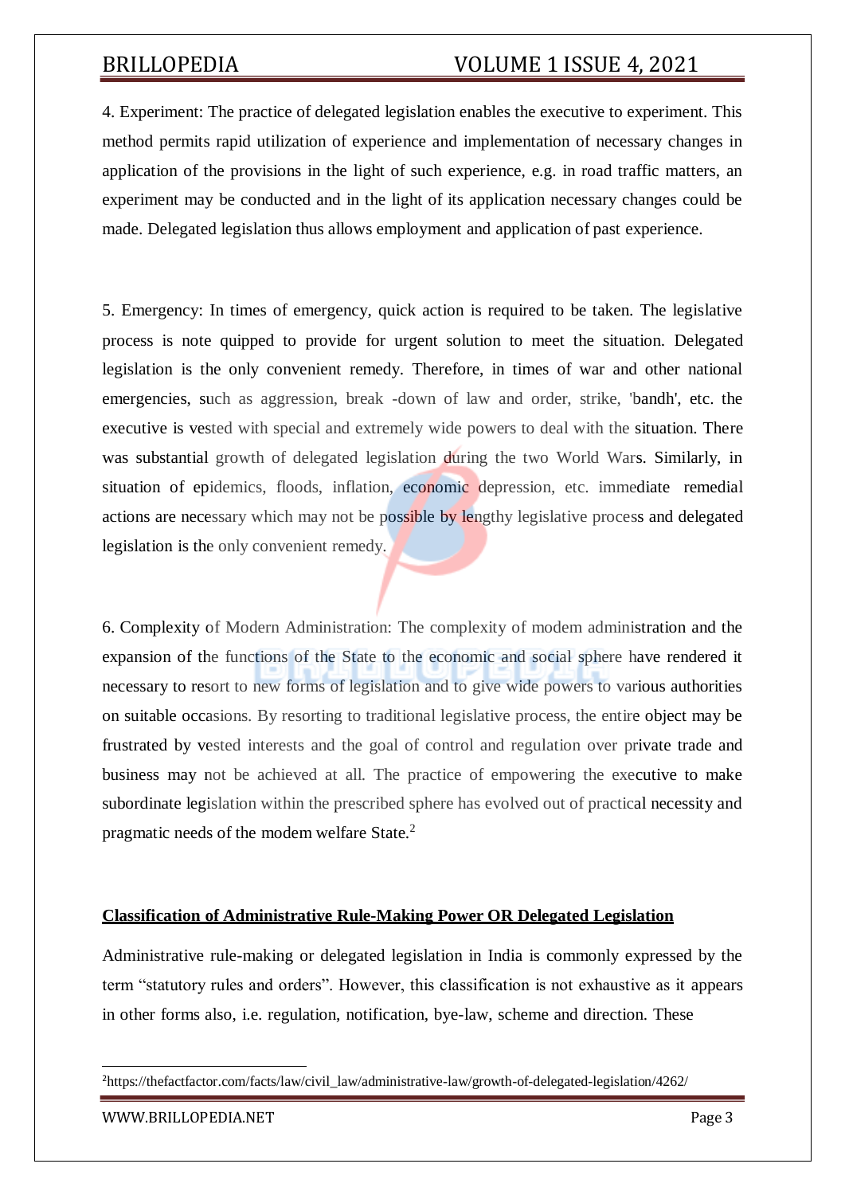4. Experiment: The practice of delegated legislation enables the executive to experiment. This method permits rapid utilization of experience and implementation of necessary changes in application of the provisions in the light of such experience, e.g. in road traffic matters, an experiment may be conducted and in the light of its application necessary changes could be made. Delegated legislation thus allows employment and application of past experience.

5. Emergency: In times of emergency, quick action is required to be taken. The legislative process is note quipped to provide for urgent solution to meet the situation. Delegated legislation is the only convenient remedy. Therefore, in times of war and other national emergencies, such as aggression, break -down of law and order, strike, 'bandh', etc. the executive is vested with special and extremely wide powers to deal with the situation. There was substantial growth of delegated legislation during the two World Wars. Similarly, in situation of epidemics, floods, inflation, economic depression, etc. immediate remedial actions are necessary which may not be possible by lengthy legislative process and delegated legislation is the only convenient remedy.

6. Complexity of Modern Administration: The complexity of modem administration and the expansion of the functions of the State to the economic and social sphere have rendered it necessary to resort to new forms of legislation and to give wide powers to various authorities on suitable occasions. By resorting to traditional legislative process, the entire object may be frustrated by vested interests and the goal of control and regulation over private trade and business may not be achieved at all. The practice of empowering the executive to make subordinate legislation within the prescribed sphere has evolved out of practical necessity and pragmatic needs of the modem welfare State.[2]

**Classification of Administrative Rule-Making Power OR Delegated Legislation**

Administrative rule-making or delegated legislation in India is commonly expressed by the term "statutory rules and orders". However, this classification is not exhaustive as it appears in other forms also, i.e. regulation, notification, bye-law, scheme and direction. These

[2]https://thefactfactor.com/facts/law/civil_law/administrative-law/growth-of-delegated-legislation/4262/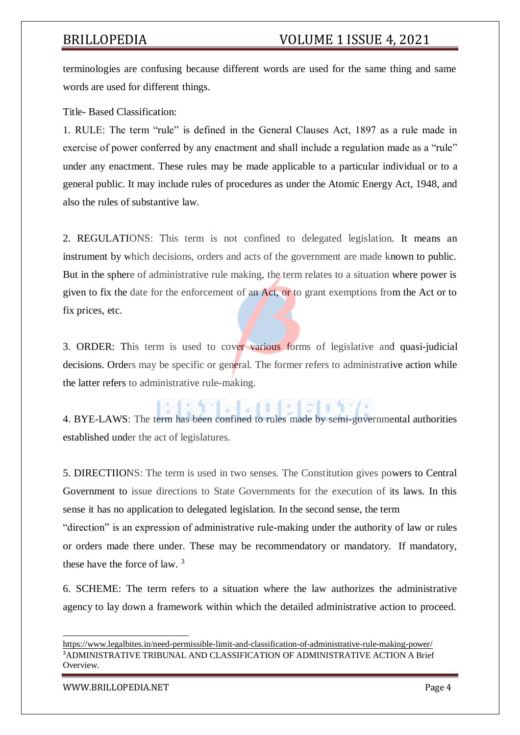terminologies are confusing because different words are used for the same thing and same words are used for different things.

Title- Based Classification:

1. RULE: The term "rule" is defined in the General Clauses Act, 1897 as a rule made in exercise of power conferred by any enactment and shall include a regulation made as a "rule" under any enactment. These rules may be made applicable to a particular individual or to a general public. It may include rules of procedures as under the Atomic Energy Act, 1948, and also the rules of substantive law.

2. REGULATIONS: This term is not confined to delegated legislation. It means an instrument by which decisions, orders and acts of the government are made known to public. But in the sphere of administrative rule making, the term relates to a situation where power is given to fix the date for the enforcement of an Act, or to grant exemptions from the Act or to fix prices, etc.

3. ORDER: This term is used to cover various forms of legislative and quasi-judicial decisions. Orders may be specific or general. The former refers to administrative action while the latter refers to administrative rule-making.

4. BYE-LAWS: The term has been confined to rules made by semi-governmental authorities established under the act of legislatures.

5. DIRECTIIONS: The term is used in two senses. The Constitution gives powers to Central Government to issue directions to State Governments for the execution of its laws. In this sense it has no application to delegated legislation. In the second sense, the term "direction" is an expression of administrative rule-making under the authority of law or rules or orders made there under. These may be recommendatory or mandatory. If mandatory, these have the force of law. [3]

6. SCHEME: The term refers to a situation where the law authorizes the administrative agency to lay down a framework within which the detailed administrative action to proceed.

---

https://www.legalbites.in/need-permissible-limit-and-classification-of-administrative-rule-making-power/

[3] ADMINISTRATIVE TRIBUNAL AND CLASSIFICATION OF ADMINISTRATIVE ACTION A Brief Overview.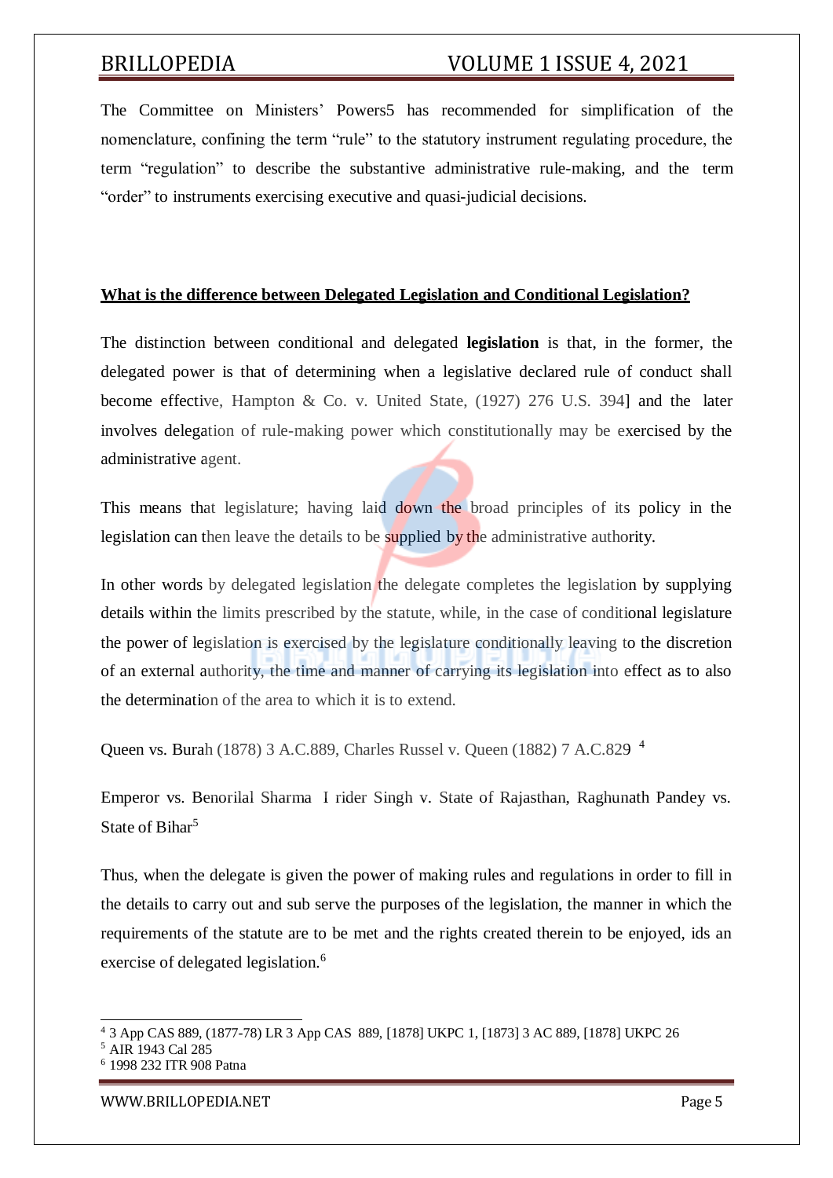The Committee on Ministers' Powers5 has recommended for simplification of the nomenclature, confining the term "rule" to the statutory instrument regulating procedure, the term "regulation" to describe the substantive administrative rule-making, and the term "order" to instruments exercising executive and quasi-judicial decisions.

## **What is the difference between Delegated Legislation and Conditional Legislation?**

The distinction between conditional and delegated **legislation** is that, in the former, the delegated power is that of determining when a legislative declared rule of conduct shall become effective, Hampton & Co. v. United State, (1927) 276 U.S. 394] and the later involves delegation of rule-making power which constitutionally may be exercised by the administrative agent.

This means that legislature; having laid down the broad principles of its policy in the legislation can then leave the details to be supplied by the administrative authority.

In other words by delegated legislation the delegate completes the legislation by supplying details within the limits prescribed by the statute, while, in the case of conditional legislature the power of legislation is exercised by the legislature conditionally leaving to the discretion of an external authority, the time and manner of carrying its legislation into effect as to also the determination of the area to which it is to extend.

Queen vs. Burah (1878) 3 A.C.889, Charles Russel v. Queen (1882) 7 A.C.829 [4]

Emperor vs. Benorilal Sharma I rider Singh v. State of Rajasthan, Raghunath Pandey vs. State of Bihar[5]

Thus, when the delegate is given the power of making rules and regulations in order to fill in the details to carry out and sub serve the purposes of the legislation, the manner in which the requirements of the statute are to be met and the rights created therein to be enjoyed, ids an exercise of delegated legislation.[6]

---

[4] 3 App CAS 889, (1877-78) LR 3 App CAS 889, [1878] UKPC 1, [1873] 3 AC 889, [1878] UKPC 26

[5] AIR 1943 Cal 285

[6] 1998 232 ITR 908 Patna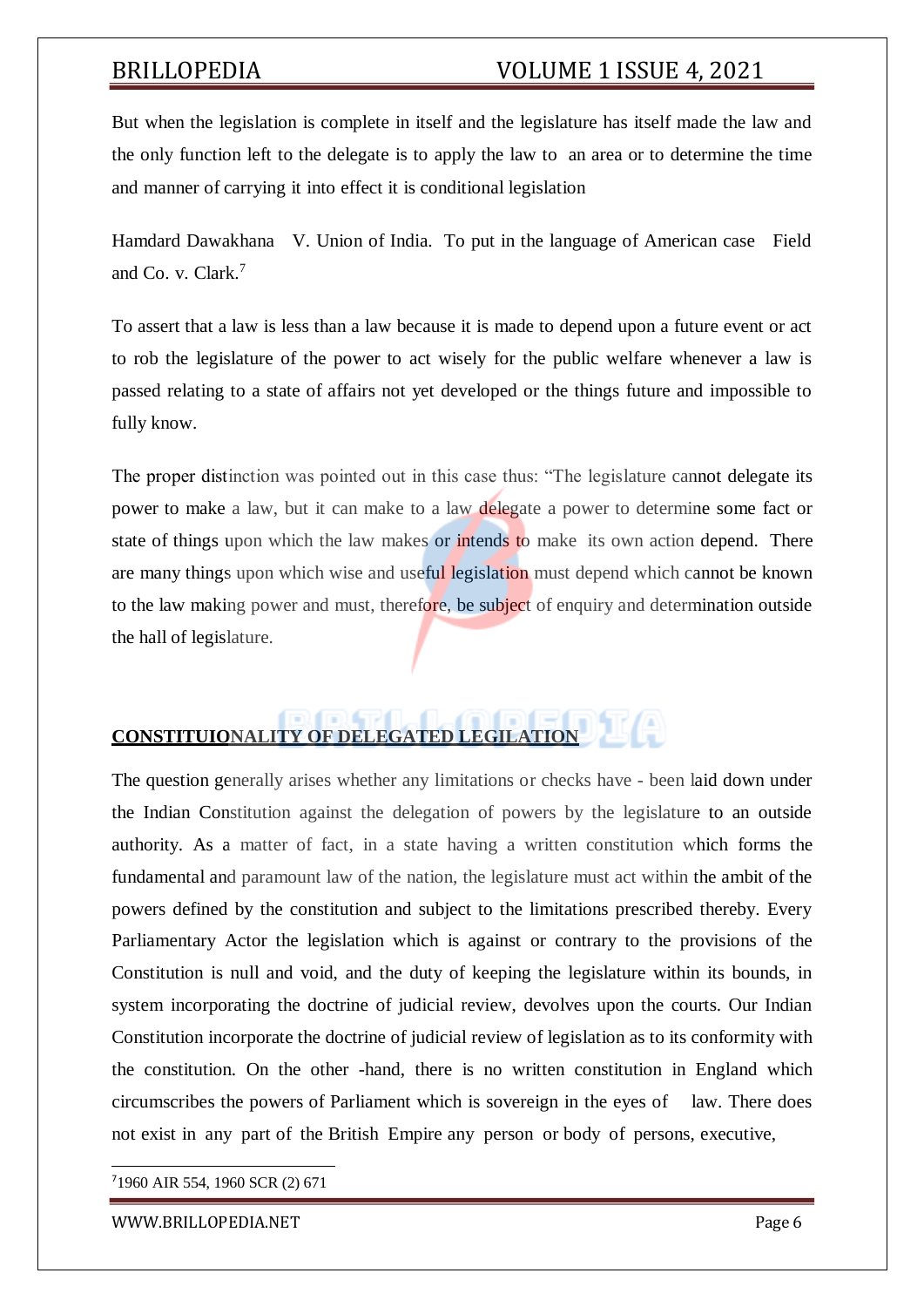But when the legislation is complete in itself and the legislature has itself made the law and the only function left to the delegate is to apply the law to an area or to determine the time and manner of carrying it into effect it is conditional legislation

Hamdard Dawakhana V. Union of India. To put in the language of American case Field and Co. v. Clark.[7]

To assert that a law is less than a law because it is made to depend upon a future event or act to rob the legislature of the power to act wisely for the public welfare whenever a law is passed relating to a state of affairs not yet developed or the things future and impossible to fully know.

The proper distinction was pointed out in this case thus: "The legislature cannot delegate its power to make a law, but it can make to a law delegate a power to determine some fact or state of things upon which the law makes or intends to make its own action depend. There are many things upon which wise and useful legislation must depend which cannot be known to the law making power and must, therefore, be subject of enquiry and determination outside the hall of legislature.

**CONSTITUIONALITY OF DELEGATED LEGILATION**

The question generally arises whether any limitations or checks have - been laid down under the Indian Constitution against the delegation of powers by the legislature to an outside authority. As a matter of fact, in a state having a written constitution which forms the fundamental and paramount law of the nation, the legislature must act within the ambit of the powers defined by the constitution and subject to the limitations prescribed thereby. Every Parliamentary Actor the legislation which is against or contrary to the provisions of the Constitution is null and void, and the duty of keeping the legislature within its bounds, in system incorporating the doctrine of judicial review, devolves upon the courts. Our Indian Constitution incorporate the doctrine of judicial review of legislation as to its conformity with the constitution. On the other -hand, there is no written constitution in England which circumscribes the powers of Parliament which is sovereign in the eyes of law. There does not exist in any part of the British Empire any person or body of persons, executive,

[7] 1960 AIR 554, 1960 SCR (2) 671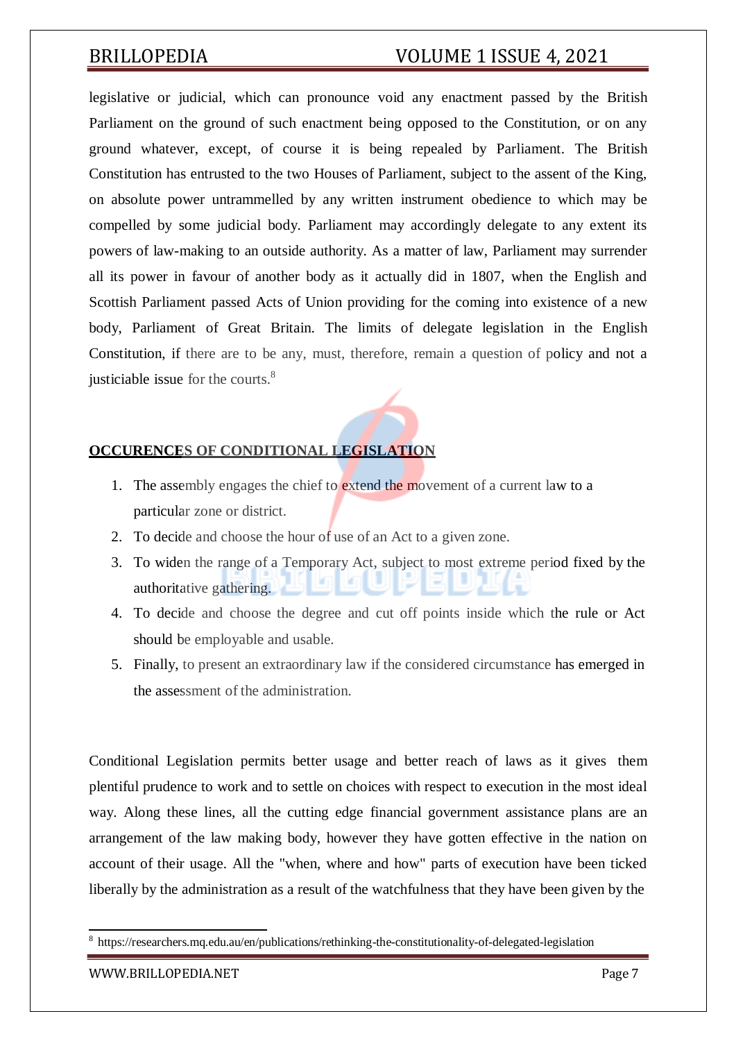legislative or judicial, which can pronounce void any enactment passed by the British Parliament on the ground of such enactment being opposed to the Constitution, or on any ground whatever, except, of course it is being repealed by Parliament. The British Constitution has entrusted to the two Houses of Parliament, subject to the assent of the King, on absolute power untrammelled by any written instrument obedience to which may be compelled by some judicial body. Parliament may accordingly delegate to any extent its powers of law-making to an outside authority. As a matter of law, Parliament may surrender all its power in favour of another body as it actually did in 1807, when the English and Scottish Parliament passed Acts of Union providing for the coming into existence of a new body, Parliament of Great Britain. The limits of delegate legislation in the English Constitution, if there are to be any, must, therefore, remain a question of policy and not a justiciable issue for the courts.[8]

**OCCURENCES OF CONDITIONAL LEGISLATION**

1. The assembly engages the chief to extend the movement of a current law to a particular zone or district.
2. To decide and choose the hour of use of an Act to a given zone.
3. To widen the range of a Temporary Act, subject to most extreme period fixed by the authoritative gathering.
4. To decide and choose the degree and cut off points inside which the rule or Act should be employable and usable.
5. Finally, to present an extraordinary law if the considered circumstance has emerged in the assessment of the administration.

Conditional Legislation permits better usage and better reach of laws as it gives them plentiful prudence to work and to settle on choices with respect to execution in the most ideal way. Along these lines, all the cutting edge financial government assistance plans are an arrangement of the law making body, however they have gotten effective in the nation on account of their usage. All the "when, where and how" parts of execution have been ticked liberally by the administration as a result of the watchfulness that they have been given by the

[8] https://researchers.mq.edu.au/en/publications/rethinking-the-constitutionality-of-delegated-legislation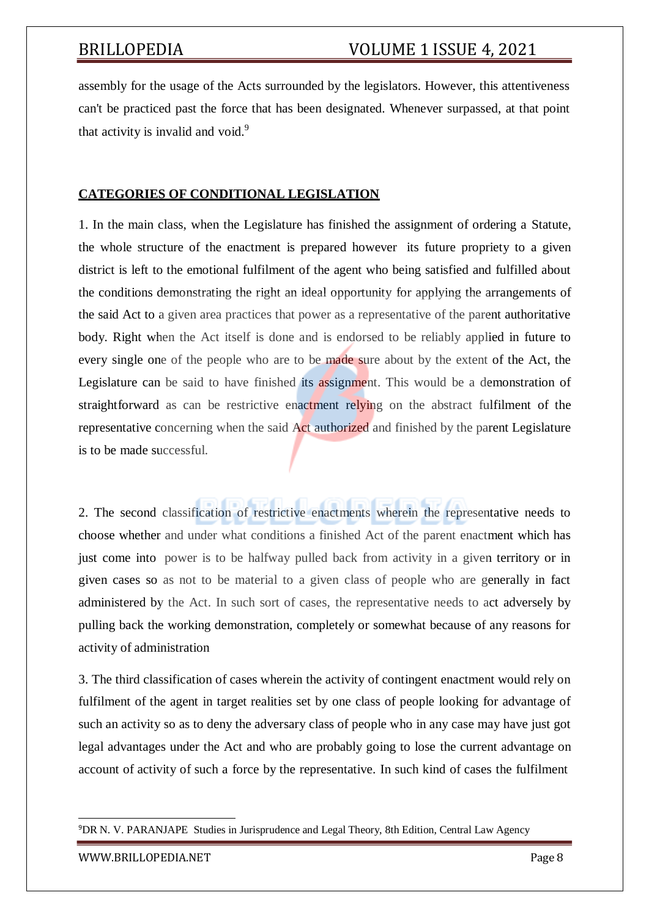assembly for the usage of the Acts surrounded by the legislators. However, this attentiveness can't be practiced past the force that has been designated. Whenever surpassed, at that point that activity is invalid and void.[9]

## CATEGORIES OF CONDITIONAL LEGISLATION

1. In the main class, when the Legislature has finished the assignment of ordering a Statute, the whole structure of the enactment is prepared however its future propriety to a given district is left to the emotional fulfilment of the agent who being satisfied and fulfilled about the conditions demonstrating the right an ideal opportunity for applying the arrangements of the said Act to a given area practices that power as a representative of the parent authoritative body. Right when the Act itself is done and is endorsed to be reliably applied in future to every single one of the people who are to be made sure about by the extent of the Act, the Legislature can be said to have finished its assignment. This would be a demonstration of straightforward as can be restrictive enactment relying on the abstract fulfilment of the representative concerning when the said Act authorized and finished by the parent Legislature is to be made successful.

2. The second classification of restrictive enactments wherein the representative needs to choose whether and under what conditions a finished Act of the parent enactment which has just come into power is to be halfway pulled back from activity in a given territory or in given cases so as not to be material to a given class of people who are generally in fact administered by the Act. In such sort of cases, the representative needs to act adversely by pulling back the working demonstration, completely or somewhat because of any reasons for activity of administration

3. The third classification of cases wherein the activity of contingent enactment would rely on fulfilment of the agent in target realities set by one class of people looking for advantage of such an activity so as to deny the adversary class of people who in any case may have just got legal advantages under the Act and who are probably going to lose the current advantage on account of activity of such a force by the representative. In such kind of cases the fulfilment

---

[9] DR N. V. PARANJAPE Studies in Jurisprudence and Legal Theory, 8th Edition, Central Law Agency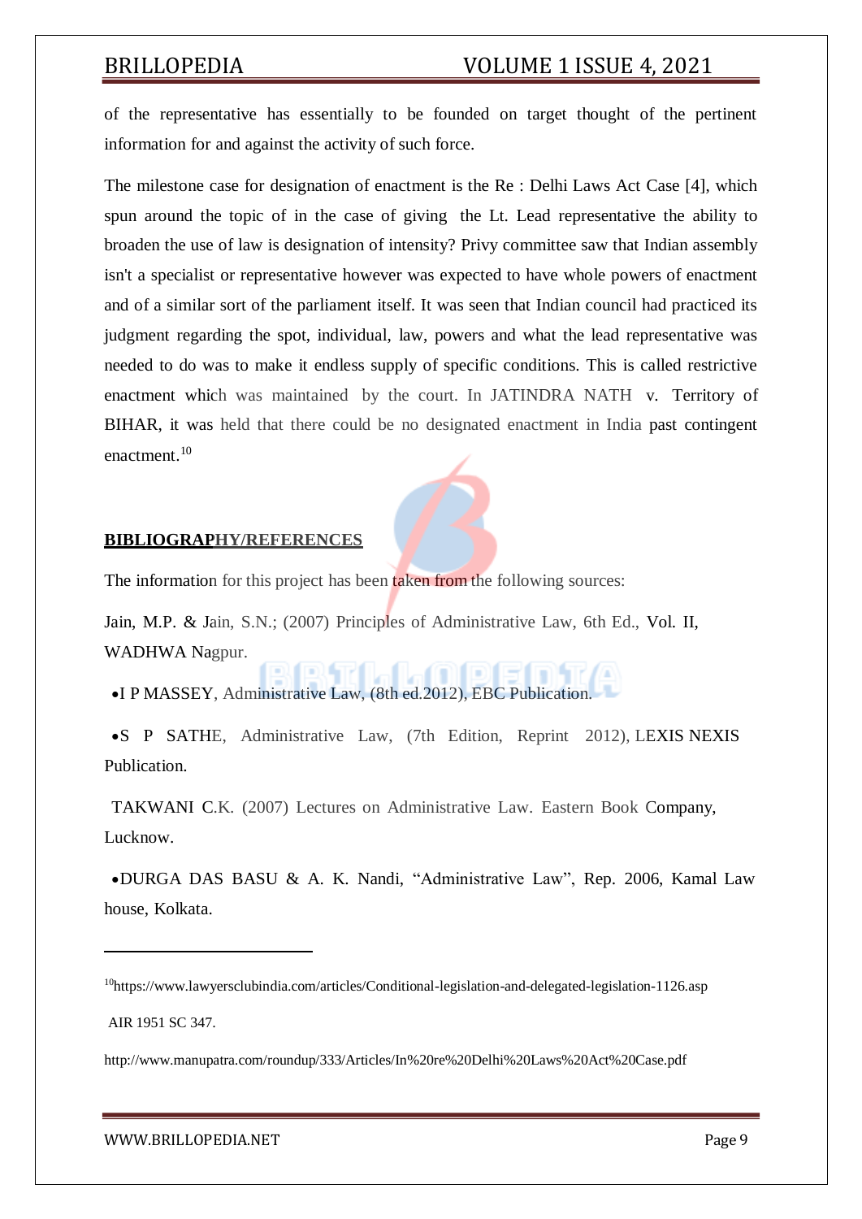of the representative has essentially to be founded on target thought of the pertinent information for and against the activity of such force.

The milestone case for designation of enactment is the Re : Delhi Laws Act Case [4], which spun around the topic of in the case of giving the Lt. Lead representative the ability to broaden the use of law is designation of intensity? Privy committee saw that Indian assembly isn't a specialist or representative however was expected to have whole powers of enactment and of a similar sort of the parliament itself. It was seen that Indian council had practiced its judgment regarding the spot, individual, law, powers and what the lead representative was needed to do was to make it endless supply of specific conditions. This is called restrictive enactment which was maintained by the court. In JATINDRA NATH v. Territory of BIHAR, it was held that there could be no designated enactment in India past contingent enactment.[10]

**BIBLIOGRAPHY/REFERENCES**

The information for this project has been taken from the following sources:

Jain, M.P. & Jain, S.N.; (2007) Principles of Administrative Law, 6th Ed., Vol. II, WADHWA Nagpur.

- I P MASSEY, Administrative Law, (8th ed.2012), EBC Publication.
- S P SATHE, Administrative Law, (7th Edition, Reprint 2012), LEXIS NEXIS Publication.

TAKWANI C.K. (2007) Lectures on Administrative Law. Eastern Book Company, Lucknow.

- DURGA DAS BASU & A. K. Nandi, "Administrative Law", Rep. 2006, Kamal Law house, Kolkata.

---

[10] https://www.lawyersclubindia.com/articles/Conditional-legislation-and-delegated-legislation-1126.asp

AIR 1951 SC 347.

http://www.manupatra.com/roundup/333/Articles/In%20re%20Delhi%20Laws%20Act%20Case.pdf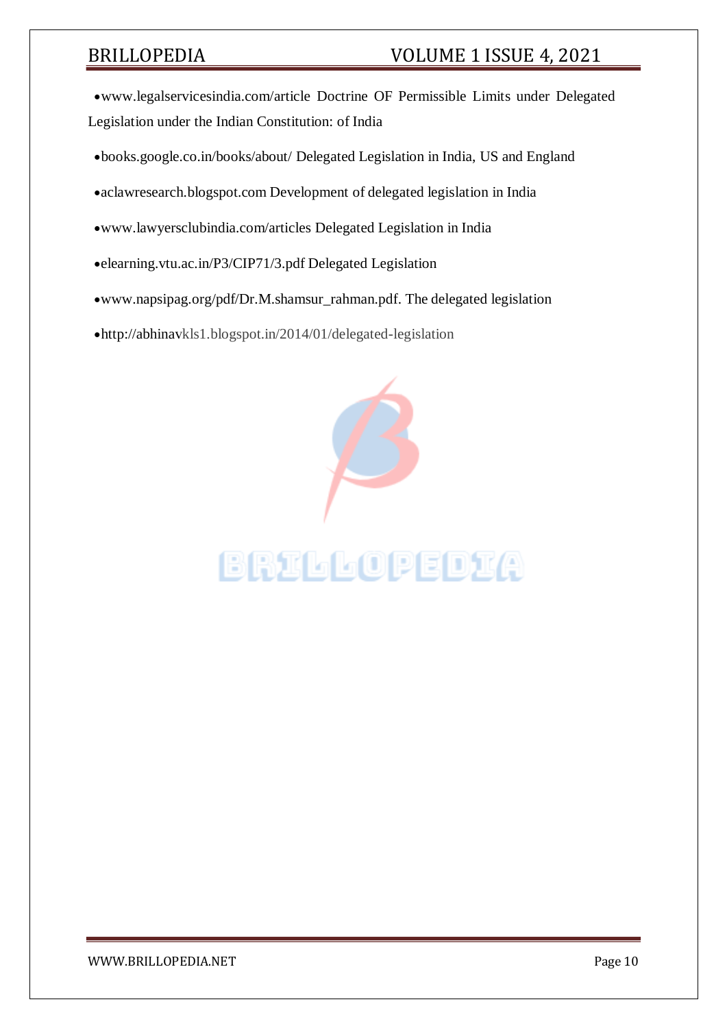- www.legalservicesindia.com/article Doctrine OF Permissible Limits under Delegated Legislation under the Indian Constitution: of India
- books.google.co.in/books/about/ Delegated Legislation in India, US and England
- aclawresearch.blogspot.com Development of delegated legislation in India
- www.lawyersclubindia.com/articles Delegated Legislation in India
- elearning.vtu.ac.in/P3/CIP71/3.pdf Delegated Legislation
- www.napsipag.org/pdf/Dr.M.shamsur_rahman.pdf. The delegated legislation
- http://abhinavkls1.blogspot.in/2014/01/delegated-legislation